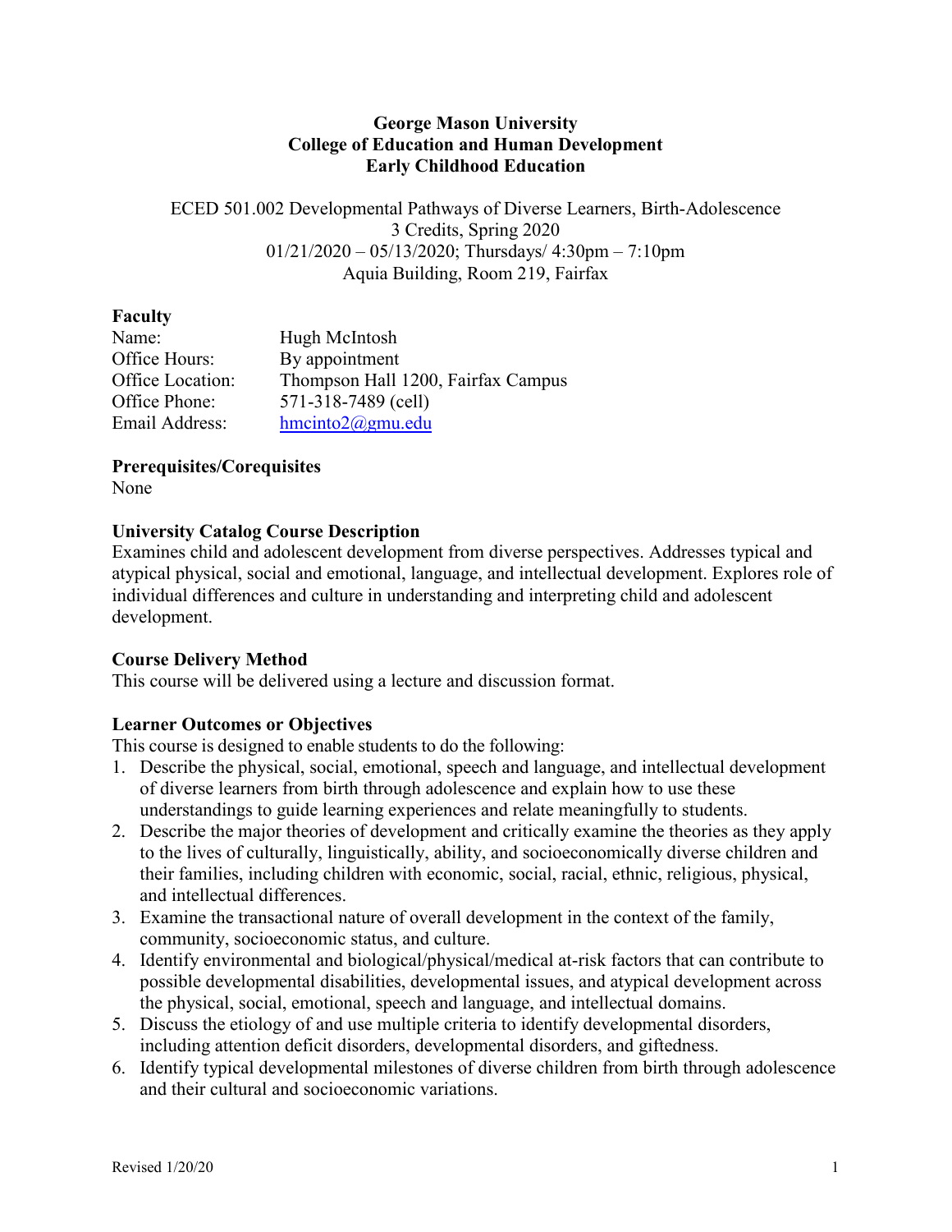**George Mason University**
**College of Education and Human Development**
**Early Childhood Education**

ECED 501.002 Developmental Pathways of Diverse Learners, Birth-Adolescence
3 Credits, Spring 2020
01/21/2020 – 05/13/2020; Thursdays/ 4:30pm – 7:10pm
Aquia Building, Room 219, Fairfax

## Faculty

Name: Hugh McIntosh
Office Hours: By appointment
Office Location: Thompson Hall 1200, Fairfax Campus
Office Phone: 571-318-7489 (cell)
Email Address: hmcinto2@gmu.edu

## Prerequisites/Corequisites

None

## University Catalog Course Description

Examines child and adolescent development from diverse perspectives. Addresses typical and atypical physical, social and emotional, language, and intellectual development. Explores role of individual differences and culture in understanding and interpreting child and adolescent development.

## Course Delivery Method

This course will be delivered using a lecture and discussion format.

## Learner Outcomes or Objectives

This course is designed to enable students to do the following:

1. Describe the physical, social, emotional, speech and language, and intellectual development of diverse learners from birth through adolescence and explain how to use these understandings to guide learning experiences and relate meaningfully to students.
2. Describe the major theories of development and critically examine the theories as they apply to the lives of culturally, linguistically, ability, and socioeconomically diverse children and their families, including children with economic, social, racial, ethnic, religious, physical, and intellectual differences.
3. Examine the transactional nature of overall development in the context of the family, community, socioeconomic status, and culture.
4. Identify environmental and biological/physical/medical at-risk factors that can contribute to possible developmental disabilities, developmental issues, and atypical development across the physical, social, emotional, speech and language, and intellectual domains.
5. Discuss the etiology of and use multiple criteria to identify developmental disorders, including attention deficit disorders, developmental disorders, and giftedness.
6. Identify typical developmental milestones of diverse children from birth through adolescence and their cultural and socioeconomic variations.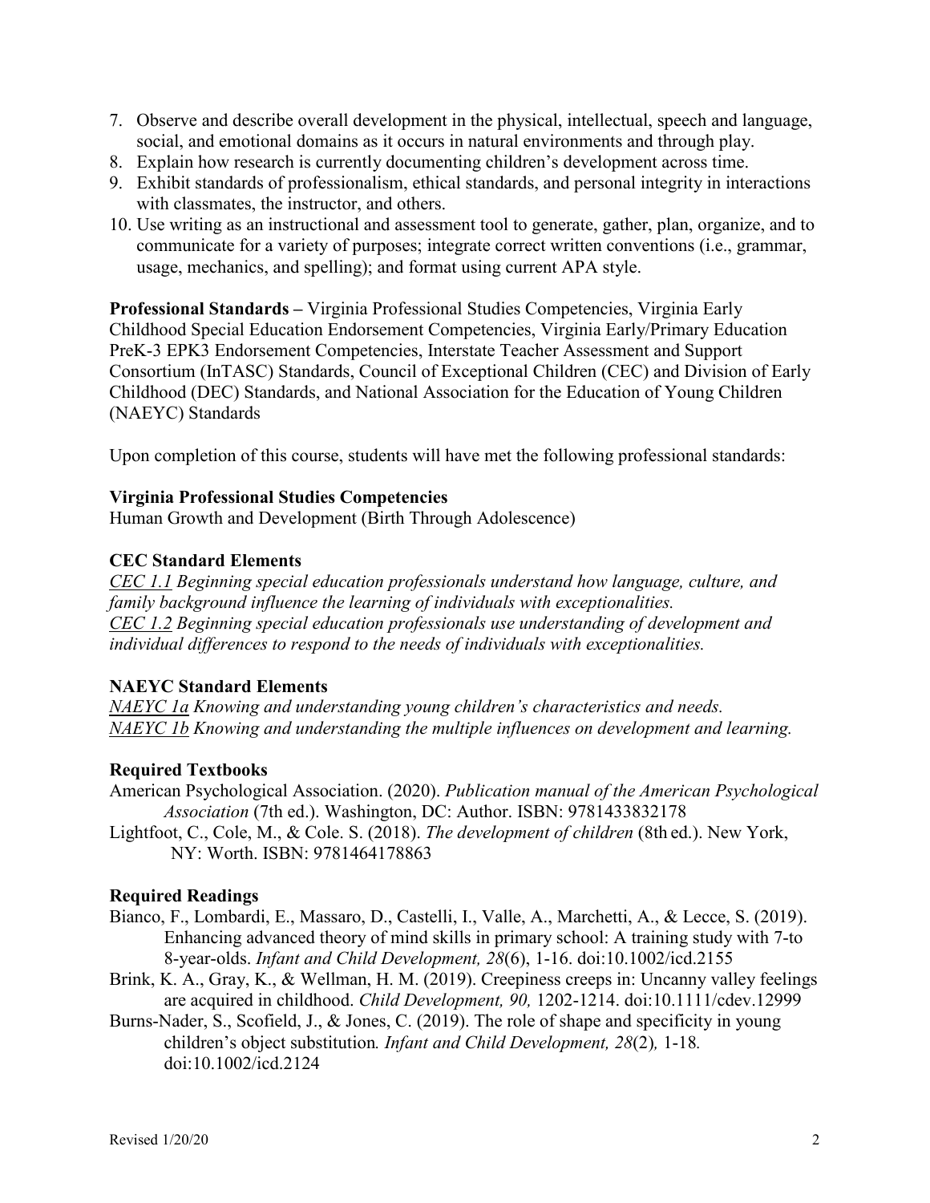7. Observe and describe overall development in the physical, intellectual, speech and language, social, and emotional domains as it occurs in natural environments and through play.
8. Explain how research is currently documenting children's development across time.
9. Exhibit standards of professionalism, ethical standards, and personal integrity in interactions with classmates, the instructor, and others.
10. Use writing as an instructional and assessment tool to generate, gather, plan, organize, and to communicate for a variety of purposes; integrate correct written conventions (i.e., grammar, usage, mechanics, and spelling); and format using current APA style.

**Professional Standards –** Virginia Professional Studies Competencies, Virginia Early Childhood Special Education Endorsement Competencies, Virginia Early/Primary Education PreK-3 EPK3 Endorsement Competencies, Interstate Teacher Assessment and Support Consortium (InTASC) Standards, Council of Exceptional Children (CEC) and Division of Early Childhood (DEC) Standards, and National Association for the Education of Young Children (NAEYC) Standards

Upon completion of this course, students will have met the following professional standards:

**Virginia Professional Studies Competencies**

Human Growth and Development (Birth Through Adolescence)

**CEC Standard Elements**

*CEC 1.1 Beginning special education professionals understand how language, culture, and family background influence the learning of individuals with exceptionalities.*
*CEC 1.2 Beginning special education professionals use understanding of development and individual differences to respond to the needs of individuals with exceptionalities.*

**NAEYC Standard Elements**

*NAEYC 1a Knowing and understanding young children's characteristics and needs.*
*NAEYC 1b Knowing and understanding the multiple influences on development and learning.*

**Required Textbooks**

American Psychological Association. (2020). *Publication manual of the American Psychological Association* (7th ed.). Washington, DC: Author. ISBN: 9781433832178

Lightfoot, C., Cole, M., & Cole. S. (2018). *The development of children* (8th ed.). New York, NY: Worth. ISBN: 9781464178863

**Required Readings**

Bianco, F., Lombardi, E., Massaro, D., Castelli, I., Valle, A., Marchetti, A., & Lecce, S. (2019). Enhancing advanced theory of mind skills in primary school: A training study with 7-to 8-year-olds. *Infant and Child Development, 28*(6), 1-16. doi:10.1002/icd.2155

Brink, K. A., Gray, K., & Wellman, H. M. (2019). Creepiness creeps in: Uncanny valley feelings are acquired in childhood. *Child Development, 90,* 1202-1214. doi:10.1111/cdev.12999

Burns-Nader, S., Scofield, J., & Jones, C. (2019). The role of shape and specificity in young children's object substitution*. Infant and Child Development, 28*(2)*,* 1-18*.* doi:10.1002/icd.2124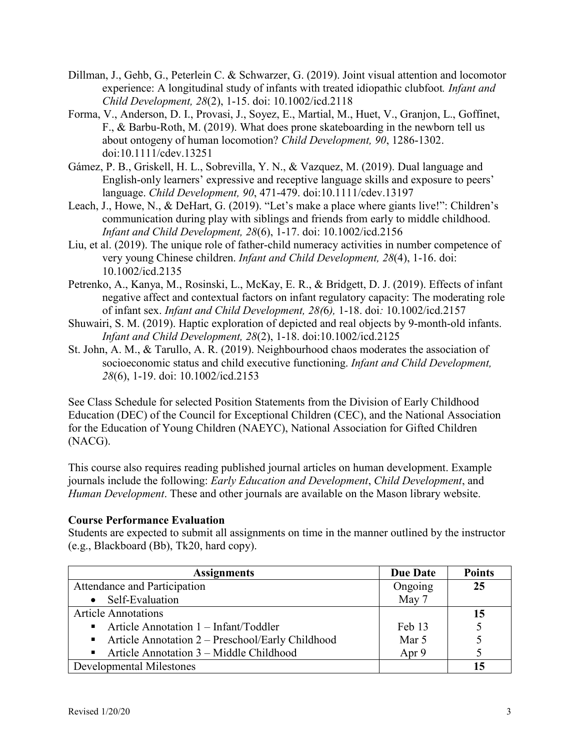Dillman, J., Gehb, G., Peterlein C. & Schwarzer, G. (2019). Joint visual attention and locomotor experience: A longitudinal study of infants with treated idiopathic clubfoot*. Infant and Child Development, 28*(2), 1-15. doi: 10.1002/icd.2118

Forma, V., Anderson, D. I., Provasi, J., Soyez, E., Martial, M., Huet, V., Granjon, L., Goffinet, F., & Barbu-Roth, M. (2019). What does prone skateboarding in the newborn tell us about ontogeny of human locomotion? *Child Development, 90*, 1286-1302. doi:10.1111/cdev.13251

Gámez, P. B., Griskell, H. L., Sobrevilla, Y. N., & Vazquez, M. (2019). Dual language and English-only learners' expressive and receptive language skills and exposure to peers' language. *Child Development, 90*, 471-479. doi:10.1111/cdev.13197

Leach, J., Howe, N., & DeHart, G. (2019). "Let's make a place where giants live!": Children's communication during play with siblings and friends from early to middle childhood. *Infant and Child Development, 28*(6), 1-17. doi: 10.1002/icd.2156

Liu, et al. (2019). The unique role of father-child numeracy activities in number competence of very young Chinese children. *Infant and Child Development, 28*(4), 1-16. doi: 10.1002/icd.2135

Petrenko, A., Kanya, M., Rosinski, L., McKay, E. R., & Bridgett, D. J. (2019). Effects of infant negative affect and contextual factors on infant regulatory capacity: The moderating role of infant sex. *Infant and Child Development, 28(*6), 1-18. doi*:* 10.1002/icd.2157

Shuwairi, S. M. (2019). Haptic exploration of depicted and real objects by 9-month-old infants. *Infant and Child Development, 28*(2), 1-18. doi:10.1002/icd.2125

St. John, A. M., & Tarullo, A. R. (2019). Neighbourhood chaos moderates the association of socioeconomic status and child executive functioning. *Infant and Child Development, 28*(6), 1-19. doi: 10.1002/icd.2153

See Class Schedule for selected Position Statements from the Division of Early Childhood Education (DEC) of the Council for Exceptional Children (CEC), and the National Association for the Education of Young Children (NAEYC), National Association for Gifted Children (NACG).

This course also requires reading published journal articles on human development. Example journals include the following: *Early Education and Development*, *Child Development*, and *Human Development*. These and other journals are available on the Mason library website.

**Course Performance Evaluation**

Students are expected to submit all assignments on time in the manner outlined by the instructor (e.g., Blackboard (Bb), Tk20, hard copy).

| Assignments | Due Date | Points |
|---|---|---|
| Attendance and Participation | Ongoing | **25** |
| • Self-Evaluation | May 7 | |
| Article Annotations | | **15** |
| ▪ Article Annotation 1 – Infant/Toddler | Feb 13 | 5 |
| ▪ Article Annotation 2 – Preschool/Early Childhood | Mar 5 | 5 |
| ▪ Article Annotation 3 – Middle Childhood | Apr 9 | 5 |
| Developmental Milestones | | **15** |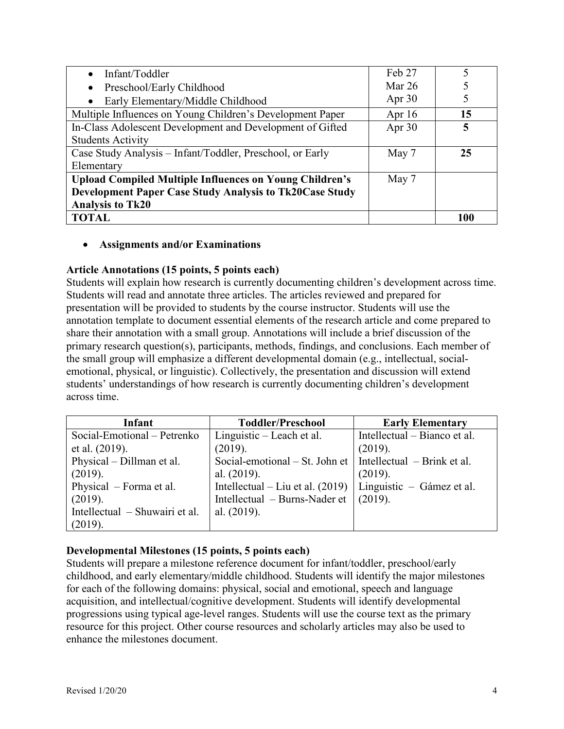| | | |
|---|---|---|
| • Infant/Toddler<br>• Preschool/Early Childhood<br>• Early Elementary/Middle Childhood | Feb 27<br>Mar 26<br>Apr 30 | 5<br>5<br>5 |
| Multiple Influences on Young Children's Development Paper | Apr 16 | **15** |
| In-Class Adolescent Development and Development of Gifted Students Activity | Apr 30 | **5** |
| Case Study Analysis – Infant/Toddler, Preschool, or Early Elementary | May 7 | **25** |
| **Upload Compiled Multiple Influences on Young Children's Development Paper Case Study Analysis to Tk20Case Study Analysis to Tk20** | May 7 | |
| **TOTAL** | | **100** |

- **Assignments and/or Examinations**

**Article Annotations (15 points, 5 points each)**

Students will explain how research is currently documenting children's development across time. Students will read and annotate three articles. The articles reviewed and prepared for presentation will be provided to students by the course instructor. Students will use the annotation template to document essential elements of the research article and come prepared to share their annotation with a small group. Annotations will include a brief discussion of the primary research question(s), participants, methods, findings, and conclusions. Each member of the small group will emphasize a different developmental domain (e.g., intellectual, social-emotional, physical, or linguistic). Collectively, the presentation and discussion will extend students' understandings of how research is currently documenting children's development across time.

| Infant | Toddler/Preschool | Early Elementary |
|---|---|---|
| Social-Emotional – Petrenko et al. (2019).<br>Physical – Dillman et al. (2019).<br>Physical – Forma et al. (2019).<br>Intellectual – Shuwairi et al. (2019). | Linguistic – Leach et al. (2019).<br>Social-emotional – St. John et al. (2019).<br>Intellectual – Liu et al. (2019)<br>Intellectual – Burns-Nader et al. (2019). | Intellectual – Bianco et al. (2019).<br>Intellectual – Brink et al. (2019).<br>Linguistic – Gámez et al. (2019). |

**Developmental Milestones (15 points, 5 points each)**

Students will prepare a milestone reference document for infant/toddler, preschool/early childhood, and early elementary/middle childhood. Students will identify the major milestones for each of the following domains: physical, social and emotional, speech and language acquisition, and intellectual/cognitive development. Students will identify developmental progressions using typical age-level ranges. Students will use the course text as the primary resource for this project. Other course resources and scholarly articles may also be used to enhance the milestones document.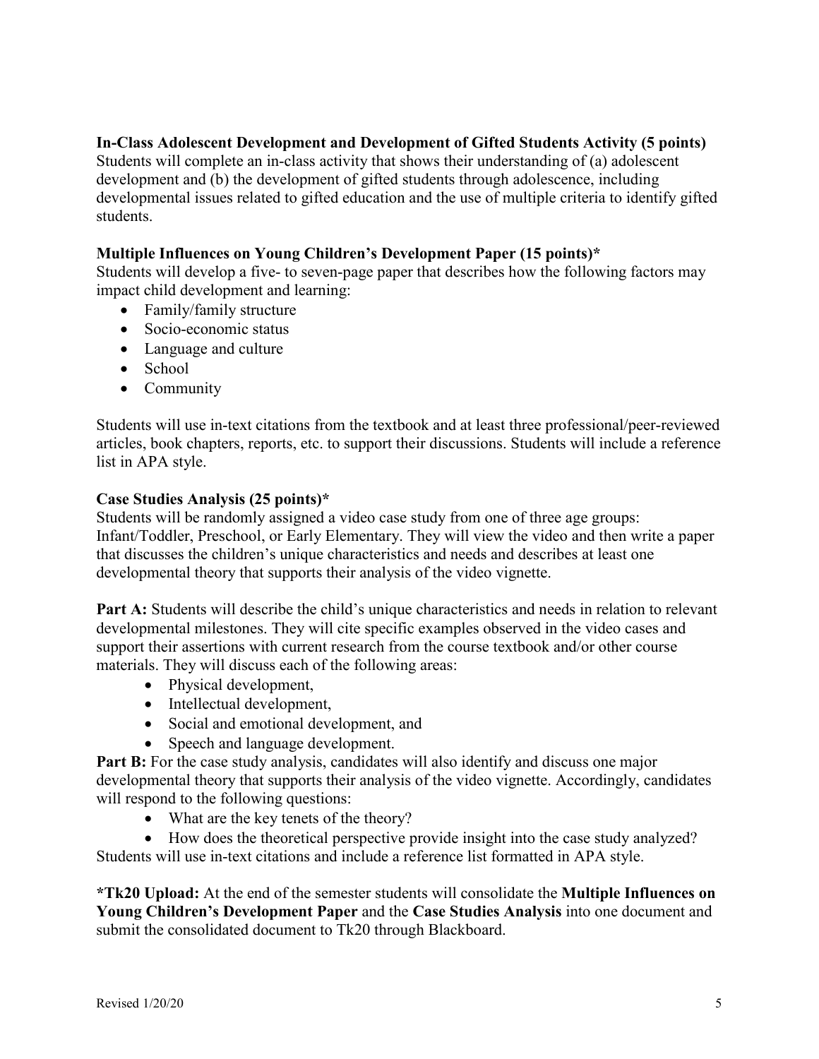**In-Class Adolescent Development and Development of Gifted Students Activity (5 points)**
Students will complete an in-class activity that shows their understanding of (a) adolescent development and (b) the development of gifted students through adolescence, including developmental issues related to gifted education and the use of multiple criteria to identify gifted students.

**Multiple Influences on Young Children's Development Paper (15 points)***
Students will develop a five- to seven-page paper that describes how the following factors may impact child development and learning:

- Family/family structure
- Socio-economic status
- Language and culture
- School
- Community

Students will use in-text citations from the textbook and at least three professional/peer-reviewed articles, book chapters, reports, etc. to support their discussions. Students will include a reference list in APA style.

**Case Studies Analysis (25 points)***
Students will be randomly assigned a video case study from one of three age groups: Infant/Toddler, Preschool, or Early Elementary. They will view the video and then write a paper that discusses the children's unique characteristics and needs and describes at least one developmental theory that supports their analysis of the video vignette.

**Part A:** Students will describe the child's unique characteristics and needs in relation to relevant developmental milestones. They will cite specific examples observed in the video cases and support their assertions with current research from the course textbook and/or other course materials. They will discuss each of the following areas:

- Physical development,
- Intellectual development,
- Social and emotional development, and
- Speech and language development.

**Part B:** For the case study analysis, candidates will also identify and discuss one major developmental theory that supports their analysis of the video vignette. Accordingly, candidates will respond to the following questions:

- What are the key tenets of the theory?
- How does the theoretical perspective provide insight into the case study analyzed?

Students will use in-text citations and include a reference list formatted in APA style.

***Tk20 Upload:** At the end of the semester students will consolidate the **Multiple Influences on Young Children's Development Paper** and the **Case Studies Analysis** into one document and submit the consolidated document to Tk20 through Blackboard.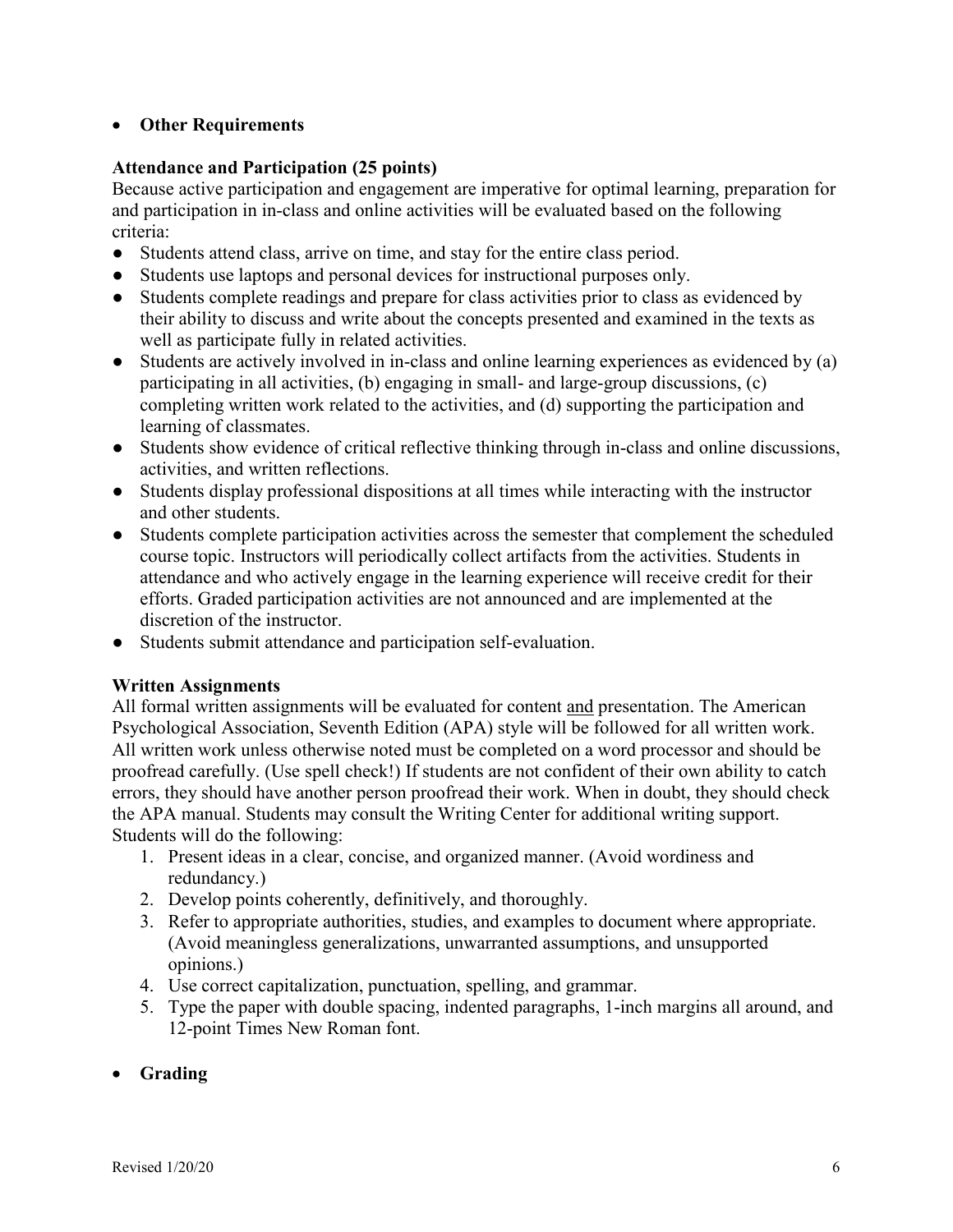- **Other Requirements**

**Attendance and Participation (25 points)**

Because active participation and engagement are imperative for optimal learning, preparation for and participation in in-class and online activities will be evaluated based on the following criteria:

- Students attend class, arrive on time, and stay for the entire class period.
- Students use laptops and personal devices for instructional purposes only.
- Students complete readings and prepare for class activities prior to class as evidenced by their ability to discuss and write about the concepts presented and examined in the texts as well as participate fully in related activities.
- Students are actively involved in in-class and online learning experiences as evidenced by (a) participating in all activities, (b) engaging in small- and large-group discussions, (c) completing written work related to the activities, and (d) supporting the participation and learning of classmates.
- Students show evidence of critical reflective thinking through in-class and online discussions, activities, and written reflections.
- Students display professional dispositions at all times while interacting with the instructor and other students.
- Students complete participation activities across the semester that complement the scheduled course topic. Instructors will periodically collect artifacts from the activities. Students in attendance and who actively engage in the learning experience will receive credit for their efforts. Graded participation activities are not announced and are implemented at the discretion of the instructor.
- Students submit attendance and participation self-evaluation.

**Written Assignments**

All formal written assignments will be evaluated for content <u>and</u> presentation. The American Psychological Association, Seventh Edition (APA) style will be followed for all written work. All written work unless otherwise noted must be completed on a word processor and should be proofread carefully. (Use spell check!) If students are not confident of their own ability to catch errors, they should have another person proofread their work. When in doubt, they should check the APA manual. Students may consult the Writing Center for additional writing support. Students will do the following:

1. Present ideas in a clear, concise, and organized manner. (Avoid wordiness and redundancy.)
2. Develop points coherently, definitively, and thoroughly.
3. Refer to appropriate authorities, studies, and examples to document where appropriate. (Avoid meaningless generalizations, unwarranted assumptions, and unsupported opinions.)
4. Use correct capitalization, punctuation, spelling, and grammar.
5. Type the paper with double spacing, indented paragraphs, 1-inch margins all around, and 12-point Times New Roman font.

- **Grading**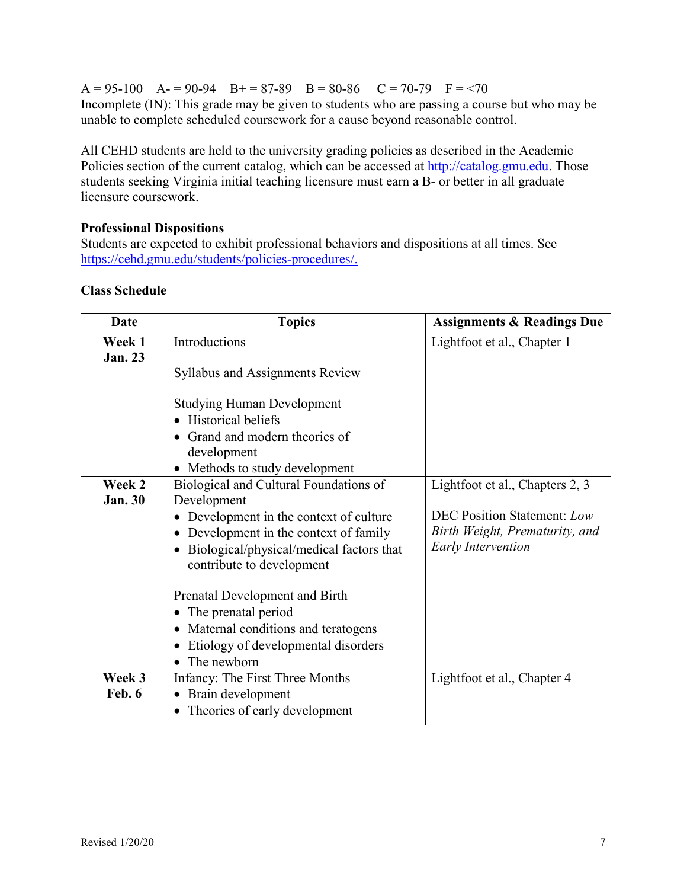A = 95-100    A- = 90-94    B+ = 87-89    B = 80-86    C = 70-79    F = <70
Incomplete (IN): This grade may be given to students who are passing a course but who may be unable to complete scheduled coursework for a cause beyond reasonable control.

All CEHD students are held to the university grading policies as described in the Academic Policies section of the current catalog, which can be accessed at http://catalog.gmu.edu. Those students seeking Virginia initial teaching licensure must earn a B- or better in all graduate licensure coursework.

**Professional Dispositions**
Students are expected to exhibit professional behaviors and dispositions at all times. See https://cehd.gmu.edu/students/policies-procedures/.

**Class Schedule**

| Date | Topics | Assignments & Readings Due |
|---|---|---|
| **Week 1 Jan. 23** | Introductions<br><br>Syllabus and Assignments Review<br><br>Studying Human Development<br>• Historical beliefs<br>• Grand and modern theories of development<br>• Methods to study development | Lightfoot et al., Chapter 1 |
| **Week 2 Jan. 30** | Biological and Cultural Foundations of Development<br>• Development in the context of culture<br>• Development in the context of family<br>• Biological/physical/medical factors that contribute to development<br><br>Prenatal Development and Birth<br>• The prenatal period<br>• Maternal conditions and teratogens<br>• Etiology of developmental disorders<br>• The newborn | Lightfoot et al., Chapters 2, 3<br><br>DEC Position Statement: *Low Birth Weight, Prematurity, and Early Intervention* |
| **Week 3 Feb. 6** | Infancy: The First Three Months<br>• Brain development<br>• Theories of early development | Lightfoot et al., Chapter 4 |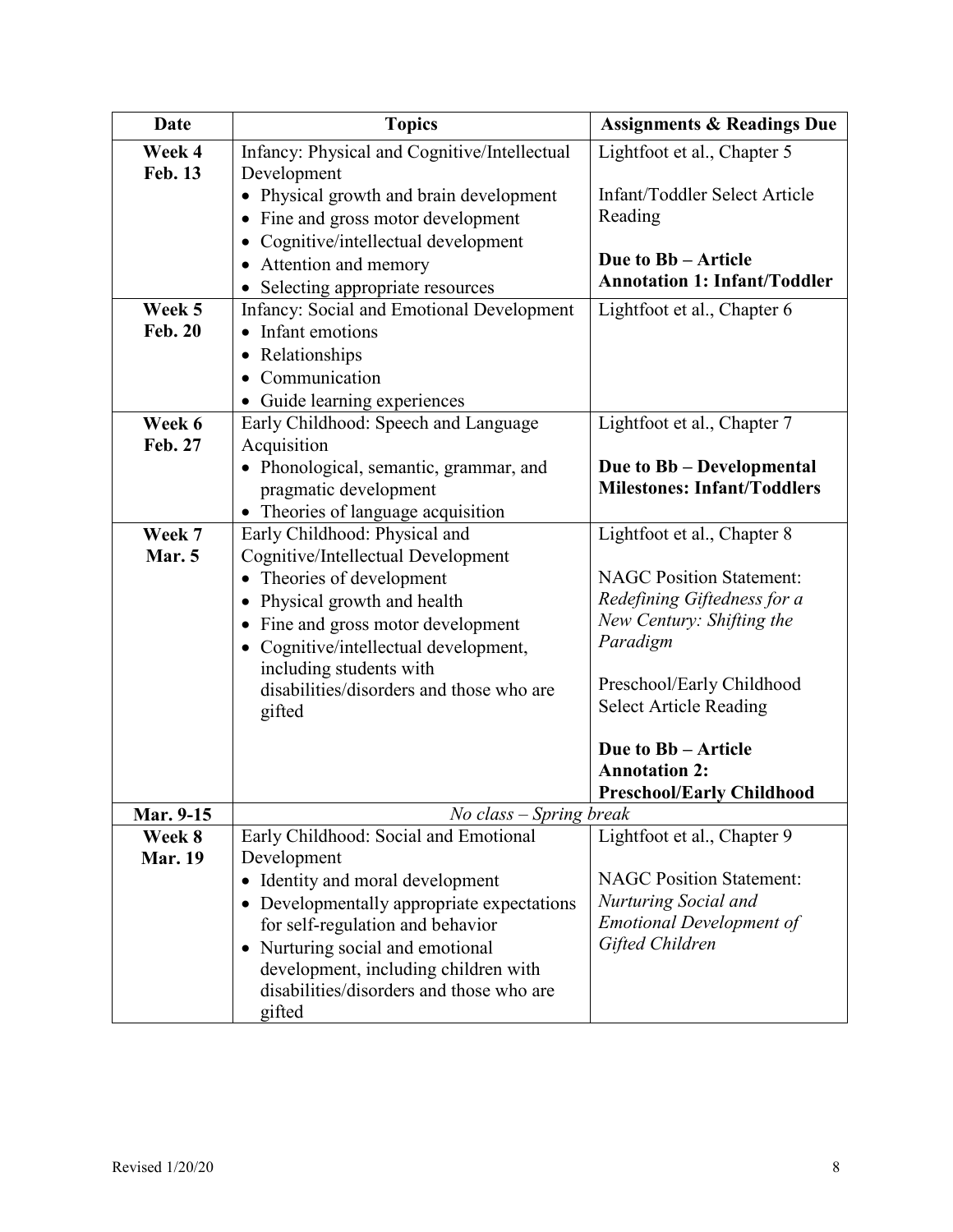| Date | Topics | Assignments & Readings Due |
|---|---|---|
| **Week 4** **Feb. 13** | Infancy: Physical and Cognitive/Intellectual Development<br>• Physical growth and brain development<br>• Fine and gross motor development<br>• Cognitive/intellectual development<br>• Attention and memory<br>• Selecting appropriate resources | Lightfoot et al., Chapter 5<br><br>Infant/Toddler Select Article Reading<br><br>**Due to Bb – Article Annotation 1: Infant/Toddler** |
| **Week 5** **Feb. 20** | Infancy: Social and Emotional Development<br>• Infant emotions<br>• Relationships<br>• Communication<br>• Guide learning experiences | Lightfoot et al., Chapter 6 |
| **Week 6** **Feb. 27** | Early Childhood: Speech and Language Acquisition<br>• Phonological, semantic, grammar, and pragmatic development<br>• Theories of language acquisition | Lightfoot et al., Chapter 7<br><br>**Due to Bb – Developmental Milestones: Infant/Toddlers** |
| **Week 7** **Mar. 5** | Early Childhood: Physical and Cognitive/Intellectual Development<br>• Theories of development<br>• Physical growth and health<br>• Fine and gross motor development<br>• Cognitive/intellectual development, including students with disabilities/disorders and those who are gifted | Lightfoot et al., Chapter 8<br><br>NAGC Position Statement: *Redefining Giftedness for a New Century: Shifting the Paradigm*<br><br>Preschool/Early Childhood Select Article Reading<br><br>**Due to Bb – Article Annotation 2: Preschool/Early Childhood** |
| **Mar. 9-15** | *No class – Spring break* | |
| **Week 8** **Mar. 19** | Early Childhood: Social and Emotional Development<br>• Identity and moral development<br>• Developmentally appropriate expectations for self-regulation and behavior<br>• Nurturing social and emotional development, including children with disabilities/disorders and those who are gifted | Lightfoot et al., Chapter 9<br><br>NAGC Position Statement: *Nurturing Social and Emotional Development of Gifted Children* |

Revised 1/20/20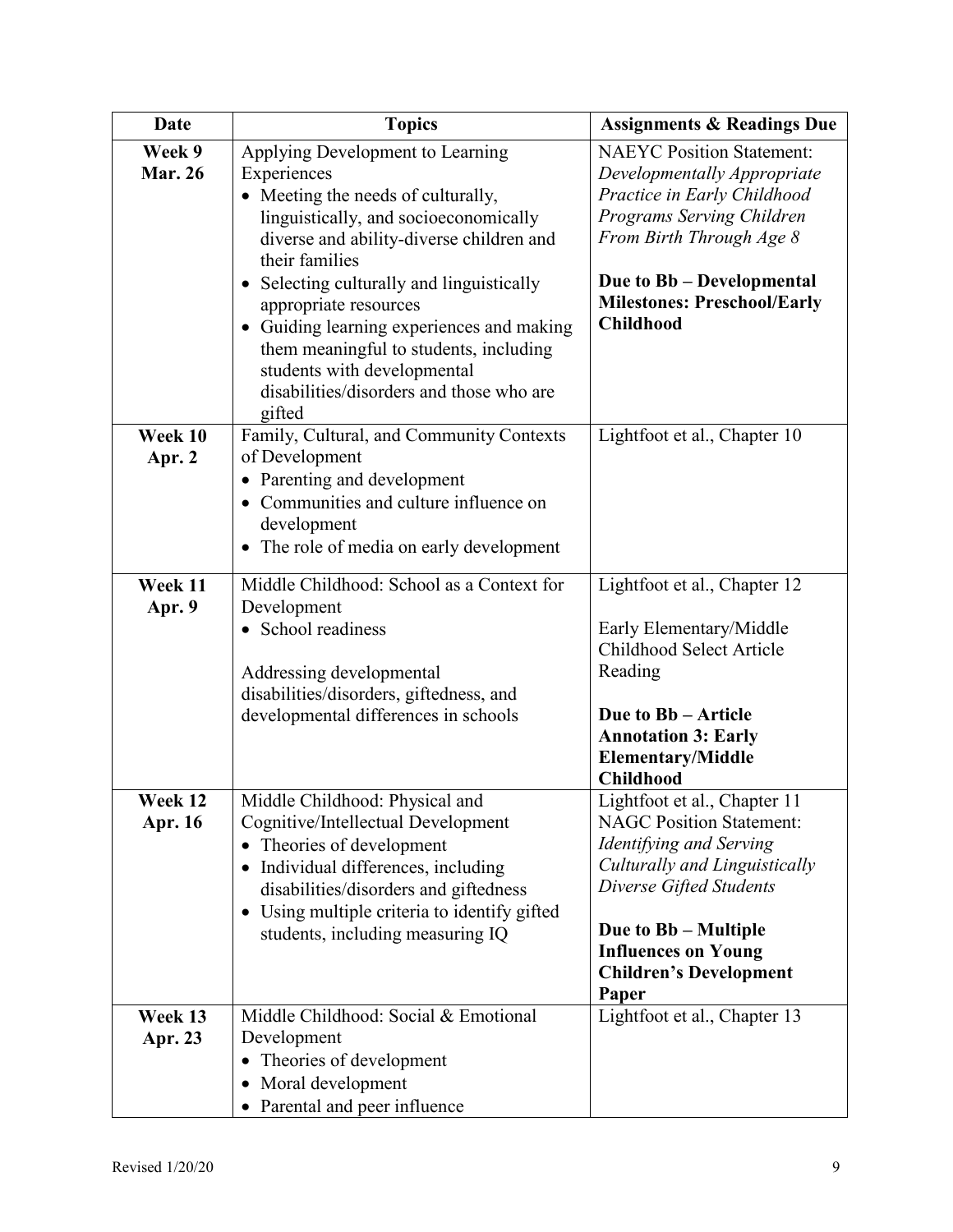| Date | Topics | Assignments & Readings Due |
|---|---|---|
| **Week 9**<br>**Mar. 26** | Applying Development to Learning Experiences<br>• Meeting the needs of culturally, linguistically, and socioeconomically diverse and ability-diverse children and their families<br>• Selecting culturally and linguistically appropriate resources<br>• Guiding learning experiences and making them meaningful to students, including students with developmental disabilities/disorders and those who are gifted | NAEYC Position Statement: *Developmentally Appropriate Practice in Early Childhood Programs Serving Children From Birth Through Age 8*<br><br>**Due to Bb – Developmental Milestones: Preschool/Early Childhood** |
| **Week 10**<br>**Apr. 2** | Family, Cultural, and Community Contexts of Development<br>• Parenting and development<br>• Communities and culture influence on development<br>• The role of media on early development | Lightfoot et al., Chapter 10 |
| **Week 11**<br>**Apr. 9** | Middle Childhood: School as a Context for Development<br>• School readiness<br><br>Addressing developmental disabilities/disorders, giftedness, and developmental differences in schools | Lightfoot et al., Chapter 12<br><br>Early Elementary/Middle Childhood Select Article Reading<br><br>**Due to Bb – Article Annotation 3: Early Elementary/Middle Childhood** |
| **Week 12**<br>**Apr. 16** | Middle Childhood: Physical and Cognitive/Intellectual Development<br>• Theories of development<br>• Individual differences, including disabilities/disorders and giftedness<br>• Using multiple criteria to identify gifted students, including measuring IQ | Lightfoot et al., Chapter 11<br>NAGC Position Statement: *Identifying and Serving Culturally and Linguistically Diverse Gifted Students*<br><br>**Due to Bb – Multiple Influences on Young Children's Development Paper** |
| **Week 13**<br>**Apr. 23** | Middle Childhood: Social & Emotional Development<br>• Theories of development<br>• Moral development<br>• Parental and peer influence | Lightfoot et al., Chapter 13 |

Revised 1/20/20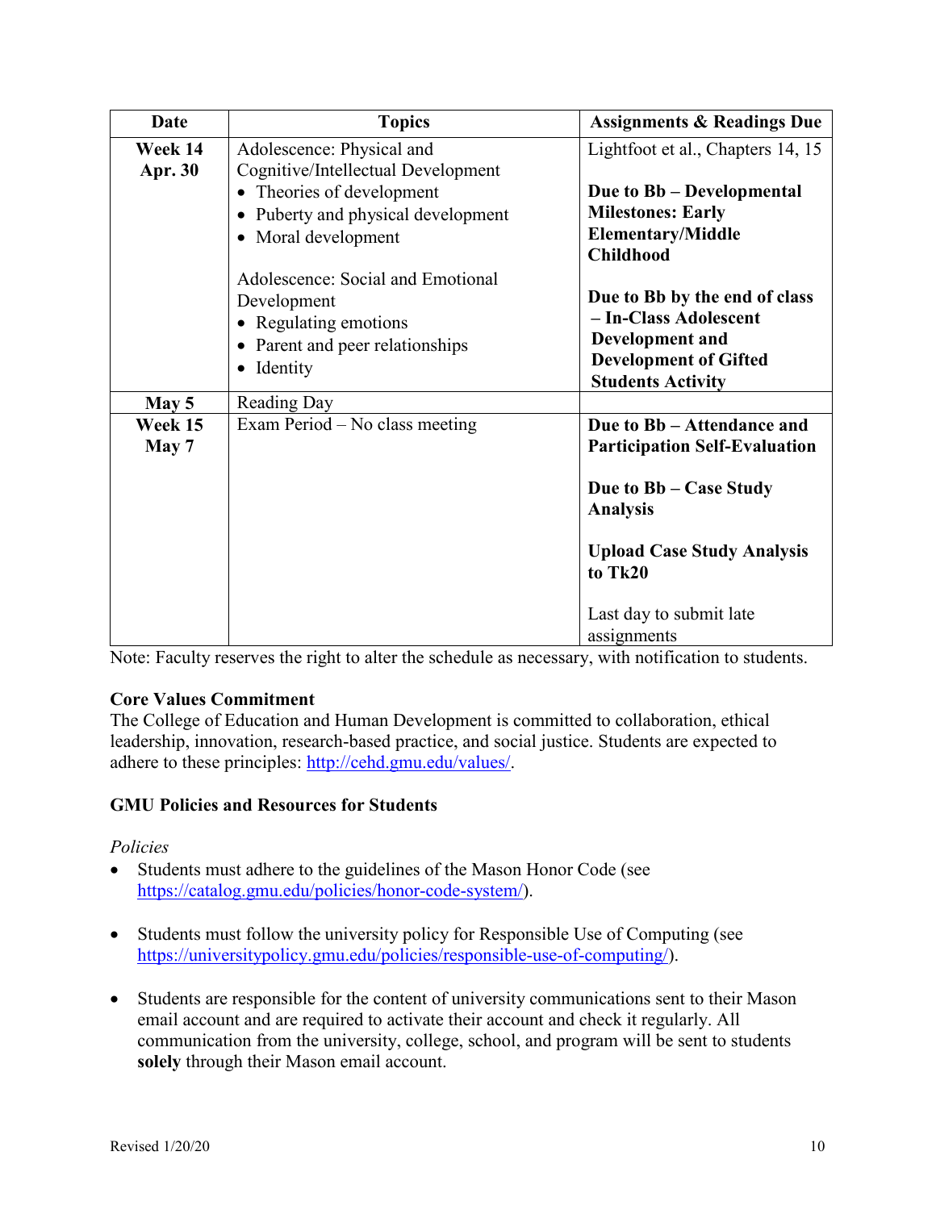| Date | Topics | Assignments & Readings Due |
| --- | --- | --- |
| **Week 14 Apr. 30** | Adolescence: Physical and Cognitive/Intellectual Development<br>• Theories of development<br>• Puberty and physical development<br>• Moral development<br><br>Adolescence: Social and Emotional Development<br>• Regulating emotions<br>• Parent and peer relationships<br>• Identity | Lightfoot et al., Chapters 14, 15<br><br>**Due to Bb – Developmental Milestones: Early Elementary/Middle Childhood**<br><br>**Due to Bb by the end of class – In-Class Adolescent Development and Development of Gifted Students Activity** |
| **May 5** | Reading Day | |
| **Week 15 May 7** | Exam Period – No class meeting | **Due to Bb – Attendance and Participation Self-Evaluation**<br><br>**Due to Bb – Case Study Analysis**<br><br>**Upload Case Study Analysis to Tk20**<br><br>Last day to submit late assignments |

Note: Faculty reserves the right to alter the schedule as necessary, with notification to students.

**Core Values Commitment**

The College of Education and Human Development is committed to collaboration, ethical leadership, innovation, research-based practice, and social justice. Students are expected to adhere to these principles: http://cehd.gmu.edu/values/.

**GMU Policies and Resources for Students**

*Policies*

- Students must adhere to the guidelines of the Mason Honor Code (see https://catalog.gmu.edu/policies/honor-code-system/).
- Students must follow the university policy for Responsible Use of Computing (see https://universitypolicy.gmu.edu/policies/responsible-use-of-computing/).
- Students are responsible for the content of university communications sent to their Mason email account and are required to activate their account and check it regularly. All communication from the university, college, school, and program will be sent to students **solely** through their Mason email account.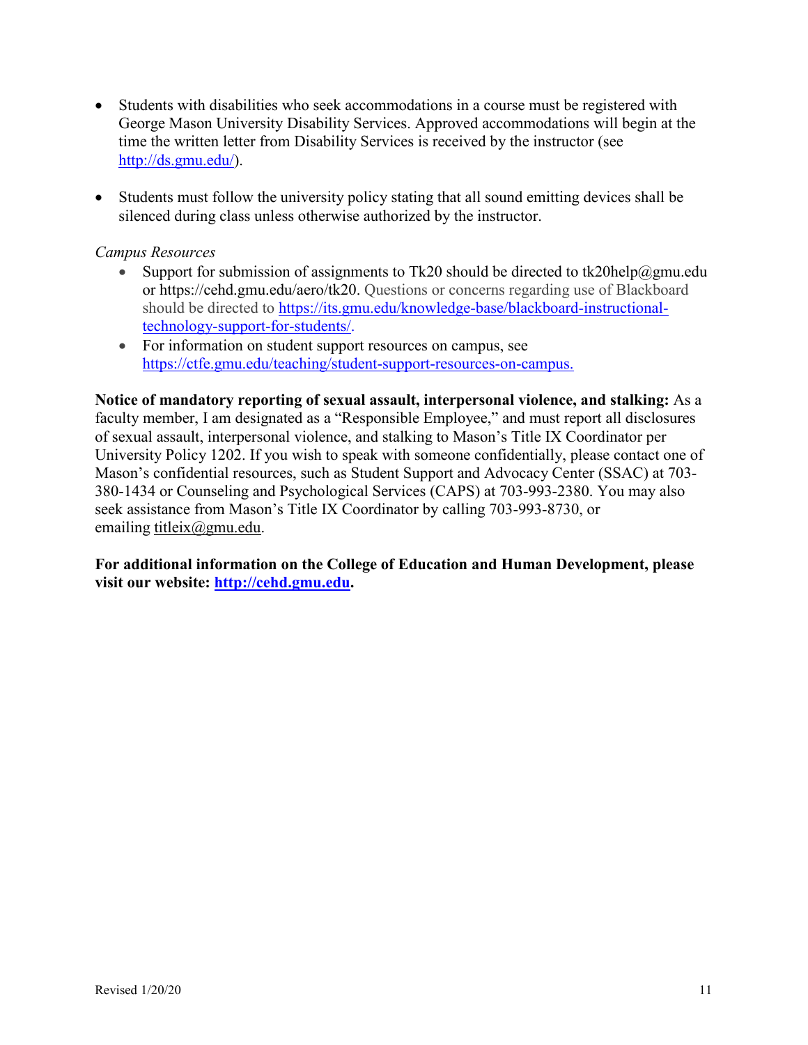- Students with disabilities who seek accommodations in a course must be registered with George Mason University Disability Services. Approved accommodations will begin at the time the written letter from Disability Services is received by the instructor (see http://ds.gmu.edu/).

- Students must follow the university policy stating that all sound emitting devices shall be silenced during class unless otherwise authorized by the instructor.

*Campus Resources*

- Support for submission of assignments to Tk20 should be directed to tk20help@gmu.edu or https://cehd.gmu.edu/aero/tk20. Questions or concerns regarding use of Blackboard should be directed to https://its.gmu.edu/knowledge-base/blackboard-instructional-technology-support-for-students/.
- For information on student support resources on campus, see https://ctfe.gmu.edu/teaching/student-support-resources-on-campus.

**Notice of mandatory reporting of sexual assault, interpersonal violence, and stalking:** As a faculty member, I am designated as a "Responsible Employee," and must report all disclosures of sexual assault, interpersonal violence, and stalking to Mason's Title IX Coordinator per University Policy 1202. If you wish to speak with someone confidentially, please contact one of Mason's confidential resources, such as Student Support and Advocacy Center (SSAC) at 703-380-1434 or Counseling and Psychological Services (CAPS) at 703-993-2380. You may also seek assistance from Mason's Title IX Coordinator by calling 703-993-8730, or emailing titleix@gmu.edu.

**For additional information on the College of Education and Human Development, please visit our website: http://cehd.gmu.edu.**

Revised 1/20/20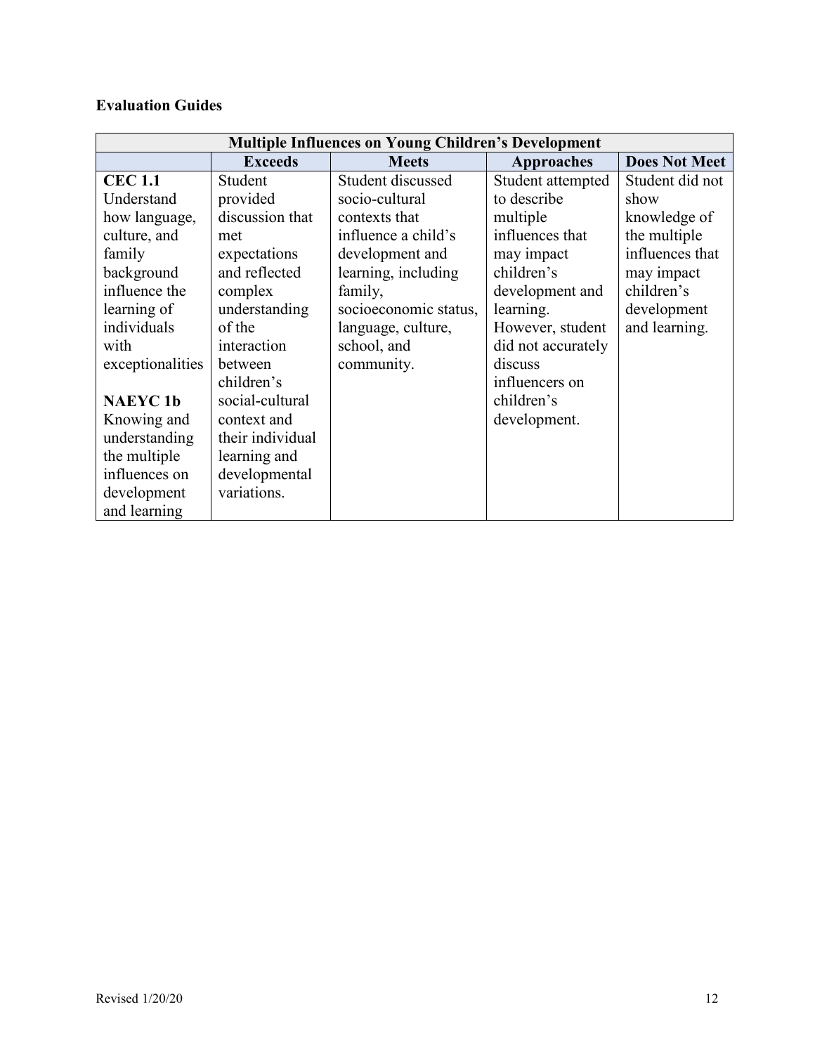**Evaluation Guides**

| Multiple Influences on Young Children's Development | | | | |
|---|---|---|---|---|
| | **Exceeds** | **Meets** | **Approaches** | **Does Not Meet** |
| **CEC 1.1** Understand how language, culture, and family background influence the learning of individuals with exceptionalities<br><br>**NAEYC 1b** Knowing and understanding the multiple influences on development and learning | Student provided discussion that met expectations and reflected complex understanding of the interaction between children's social-cultural context and their individual learning and developmental variations. | Student discussed socio-cultural contexts that influence a child's development and learning, including family, socioeconomic status, language, culture, school, and community. | Student attempted to describe multiple influences that may impact children's development and learning. However, student did not accurately discuss influencers on children's development. | Student did not show knowledge of the multiple influences that may impact children's development and learning. |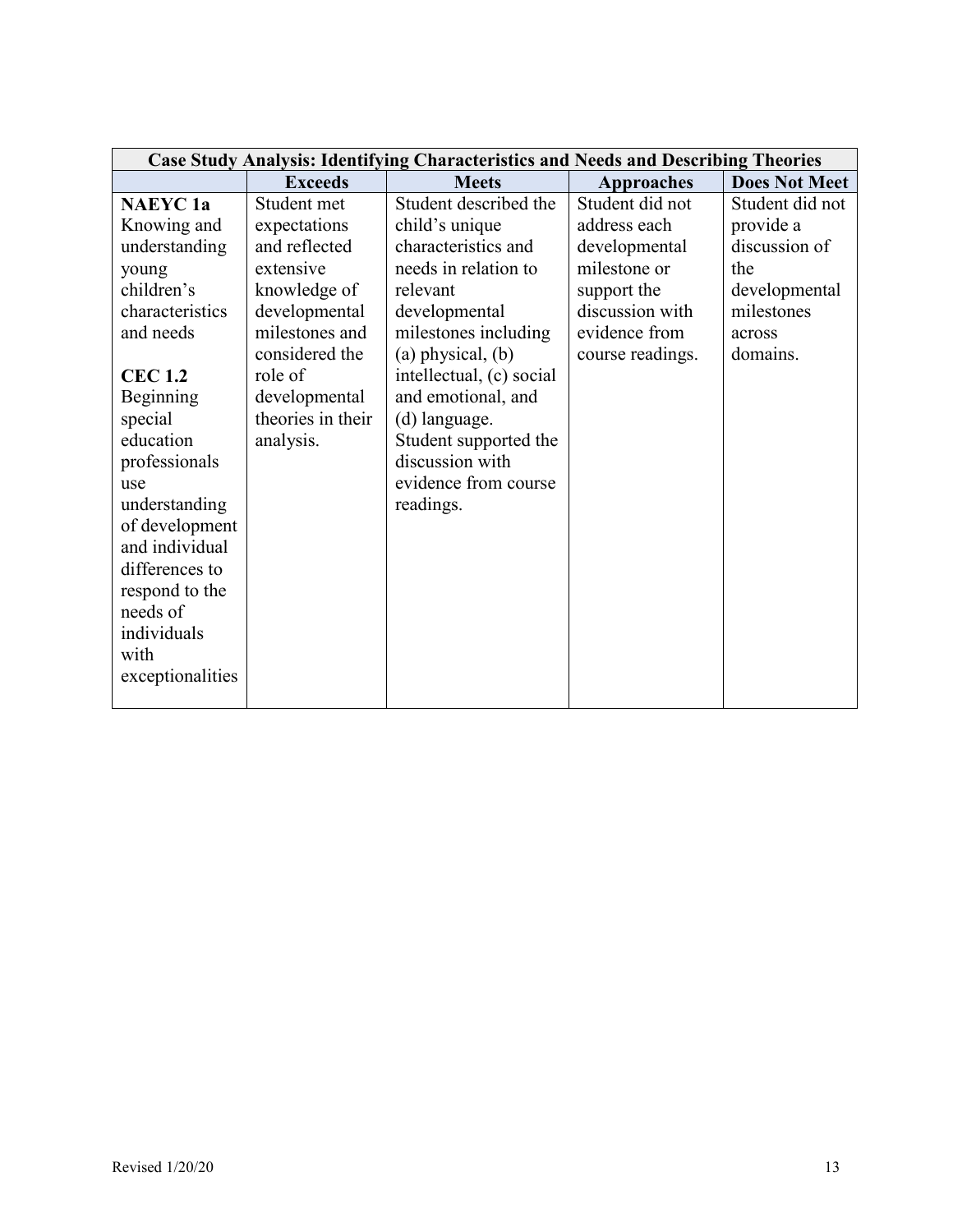| Case Study Analysis: Identifying Characteristics and Needs and Describing Theories | | | | |
|---|---|---|---|---|
| | **Exceeds** | **Meets** | **Approaches** | **Does Not Meet** |
| **NAEYC 1a** Knowing and understanding young children's characteristics and needs<br><br>**CEC 1.2** Beginning special education professionals use understanding of development and individual differences to respond to the needs of individuals with exceptionalities | Student met expectations and reflected extensive knowledge of developmental milestones and considered the role of developmental theories in their analysis. | Student described the child's unique characteristics and needs in relation to relevant developmental milestones including (a) physical, (b) intellectual, (c) social and emotional, and (d) language. Student supported the discussion with evidence from course readings. | Student did not address each developmental milestone or support the discussion with evidence from course readings. | Student did not provide a discussion of the developmental milestones across domains. |

Revised 1/20/20